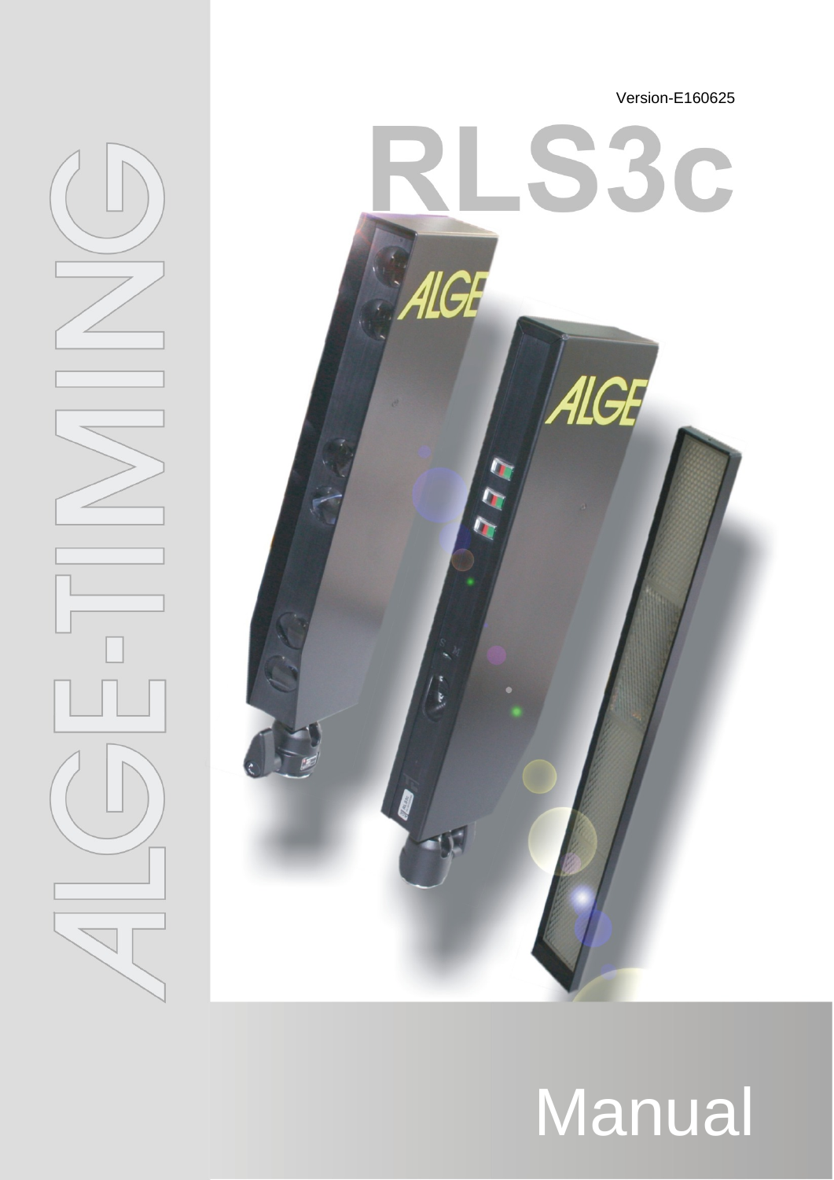# ALGE-TIMING

Version-E160625

# RLS3c

# Manual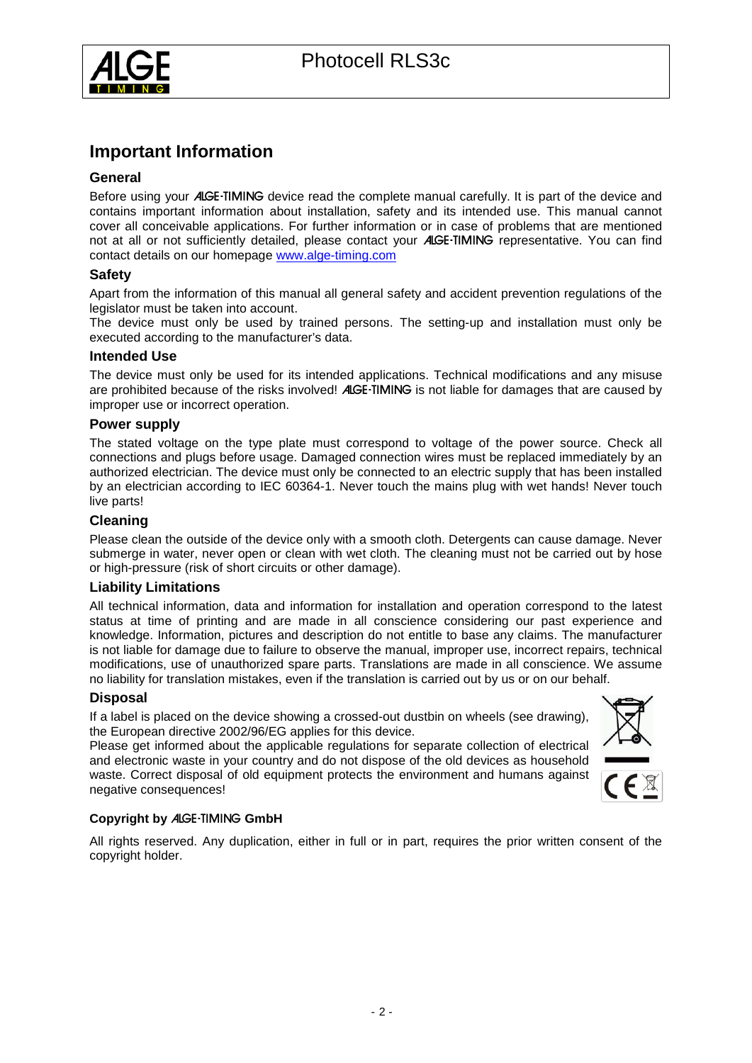# Important Information

## General

Before using your ALGE-TIMING device read the complete manual carefully. It is part of the device and contains important information about installation, safety and its intended use. This manual cannot cover all conceivable applications. For further information or in case of problems that are mentioned not at all or not sufficiently detailed, please contact your ALGE-TIMING representative. You can find contact details on our homepage www.alge-timing.com

## Safety

Apart from the information of this manual all general safety and accident prevention regulations of the legislator must be taken into account.
The device must only be used by trained persons. The setting-up and installation must only be executed according to the manufacturer's data.

## Intended Use

The device must only be used for its intended applications. Technical modifications and any misuse are prohibited because of the risks involved! ALGE-TIMING is not liable for damages that are caused by improper use or incorrect operation.

## Power supply

The stated voltage on the type plate must correspond to voltage of the power source. Check all connections and plugs before usage. Damaged connection wires must be replaced immediately by an authorized electrician. The device must only be connected to an electric supply that has been installed by an electrician according to IEC 60364-1. Never touch the mains plug with wet hands! Never touch live parts!

## Cleaning

Please clean the outside of the device only with a smooth cloth. Detergents can cause damage. Never submerge in water, never open or clean with wet cloth. The cleaning must not be carried out by hose or high-pressure (risk of short circuits or other damage).

## Liability Limitations

All technical information, data and information for installation and operation correspond to the latest status at time of printing and are made in all conscience considering our past experience and knowledge. Information, pictures and description do not entitle to base any claims. The manufacturer is not liable for damage due to failure to observe the manual, improper use, incorrect repairs, technical modifications, use of unauthorized spare parts. Translations are made in all conscience. We assume no liability for translation mistakes, even if the translation is carried out by us or on our behalf.

## Disposal

If a label is placed on the device showing a crossed-out dustbin on wheels (see drawing), the European directive 2002/96/EG applies for this device.
Please get informed about the applicable regulations for separate collection of electrical and electronic waste in your country and do not dispose of the old devices as household waste. Correct disposal of old equipment protects the environment and humans against negative consequences!

**Copyright by ALGE-TIMING GmbH**

All rights reserved. Any duplication, either in full or in part, requires the prior written consent of the copyright holder.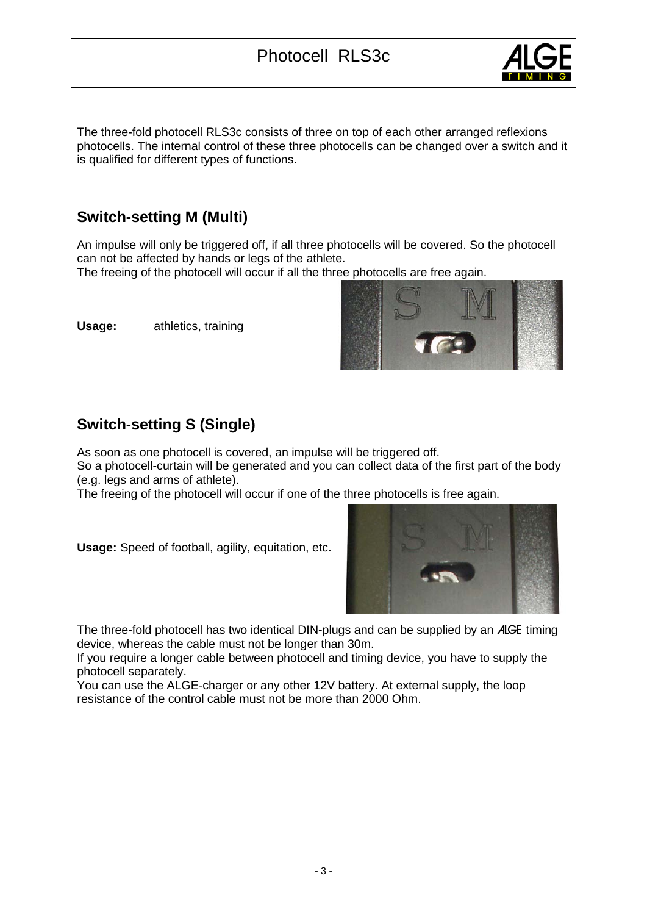The three-fold photocell RLS3c consists of three on top of each other arranged reflexions photocells. The internal control of these three photocells can be changed over a switch and it is qualified for different types of functions.

## Switch-setting M (Multi)

An impulse will only be triggered off, if all three photocells will be covered. So the photocell can not be affected by hands or legs of the athlete.
The freeing of the photocell will occur if all the three photocells are free again.

**Usage:** athletics, training

## Switch-setting S (Single)

As soon as one photocell is covered, an impulse will be triggered off.
So a photocell-curtain will be generated and you can collect data of the first part of the body (e.g. legs and arms of athlete).
The freeing of the photocell will occur if one of the three photocells is free again.

**Usage:** Speed of football, agility, equitation, etc.

The three-fold photocell has two identical DIN-plugs and can be supplied by an ALGE timing device, whereas the cable must not be longer than 30m.
If you require a longer cable between photocell and timing device, you have to supply the photocell separately.
You can use the ALGE-charger or any other 12V battery. At external supply, the loop resistance of the control cable must not be more than 2000 Ohm.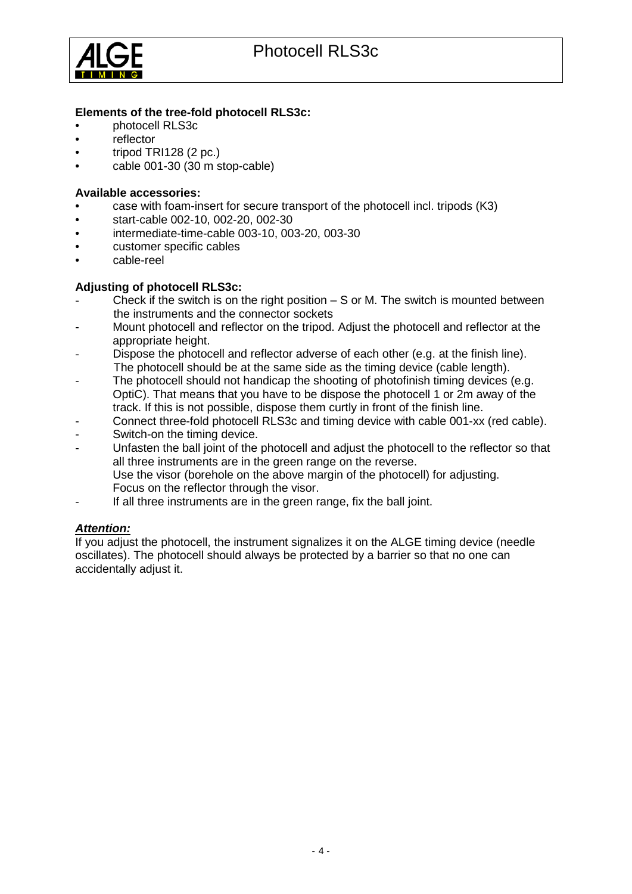**Elements of the tree-fold photocell RLS3c:**

- photocell RLS3c
- reflector
- tripod TRI128 (2 pc.)
- cable 001-30 (30 m stop-cable)

**Available accessories:**

- case with foam-insert for secure transport of the photocell incl. tripods (K3)
- start-cable 002-10, 002-20, 002-30
- intermediate-time-cable 003-10, 003-20, 003-30
- customer specific cables
- cable-reel

**Adjusting of photocell RLS3c:**

- Check if the switch is on the right position – S or M. The switch is mounted between the instruments and the connector sockets
- Mount photocell and reflector on the tripod. Adjust the photocell and reflector at the appropriate height.
- Dispose the photocell and reflector adverse of each other (e.g. at the finish line). The photocell should be at the same side as the timing device (cable length).
- The photocell should not handicap the shooting of photofinish timing devices (e.g. OptiC). That means that you have to be dispose the photocell 1 or 2m away of the track. If this is not possible, dispose them curtly in front of the finish line.
- Connect three-fold photocell RLS3c and timing device with cable 001-xx (red cable).
- Switch-on the timing device.
- Unfasten the ball joint of the photocell and adjust the photocell to the reflector so that all three instruments are in the green range on the reverse.
  Use the visor (borehole on the above margin of the photocell) for adjusting.
  Focus on the reflector through the visor.
- If all three instruments are in the green range, fix the ball joint.

***Attention:***

If you adjust the photocell, the instrument signalizes it on the ALGE timing device (needle oscillates). The photocell should always be protected by a barrier so that no one can accidentally adjust it.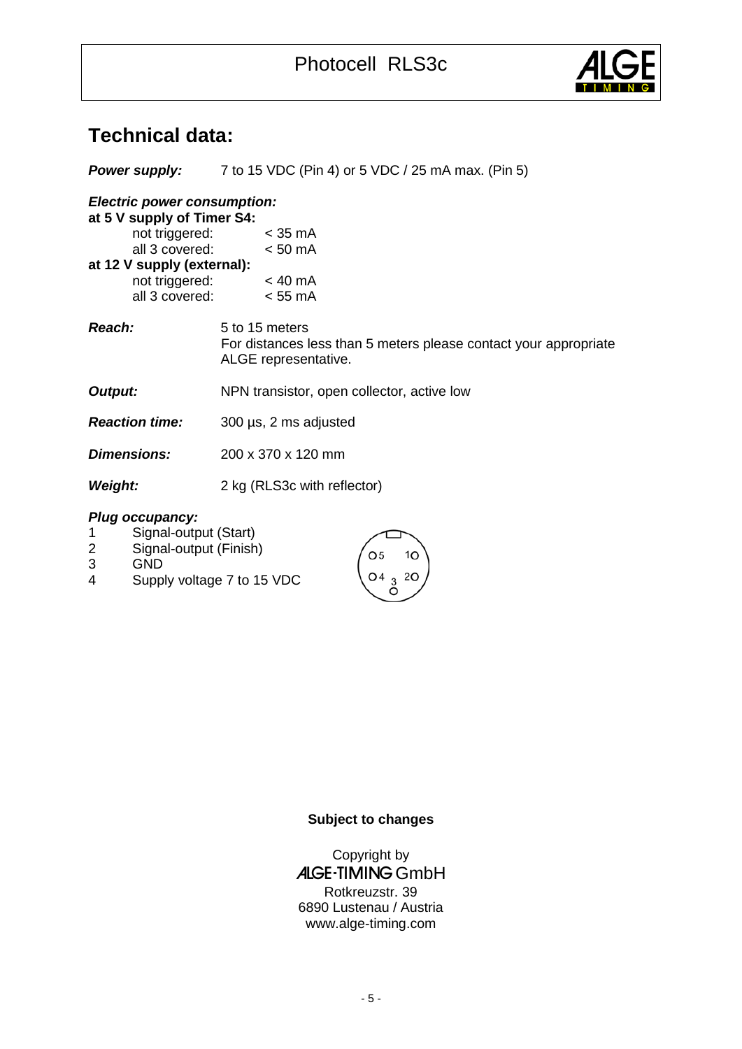## Technical data:

***Power supply:*** 7 to 15 VDC (Pin 4) or 5 VDC / 25 mA max. (Pin 5)

***Electric power consumption:***

**at 5 V supply of Timer S4:**

| | |
|---|---|
| not triggered: | < 35 mA |
| all 3 covered: | < 50 mA |

**at 12 V supply (external):**

| | |
|---|---|
| not triggered: | < 40 mA |
| all 3 covered: | < 55 mA |

***Reach:*** 5 to 15 meters
For distances less than 5 meters please contact your appropriate ALGE representative.

***Output:*** NPN transistor, open collector, active low

***Reaction time:*** 300 µs, 2 ms adjusted

***Dimensions:*** 200 x 370 x 120 mm

***Weight:*** 2 kg (RLS3c with reflector)

***Plug occupancy:***

1. Signal-output (Start)
2. Signal-output (Finish)
3. GND
4. Supply voltage 7 to 15 VDC

**Subject to changes**

Copyright by
ALGE-TIMING GmbH
Rotkreuzstr. 39
6890 Lustenau / Austria
www.alge-timing.com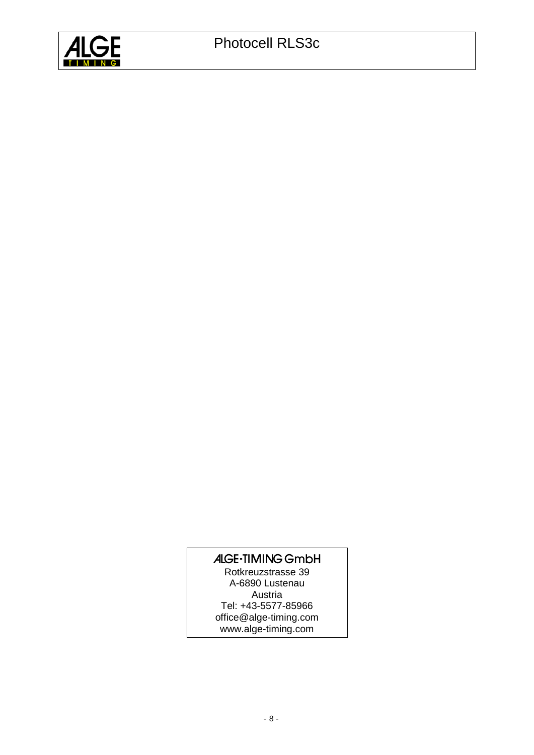**ALGE-TIMING GmbH**
Rotkreuzstrasse 39
A-6890 Lustenau
Austria
Tel: +43-5577-85966
office@alge-timing.com
www.alge-timing.com